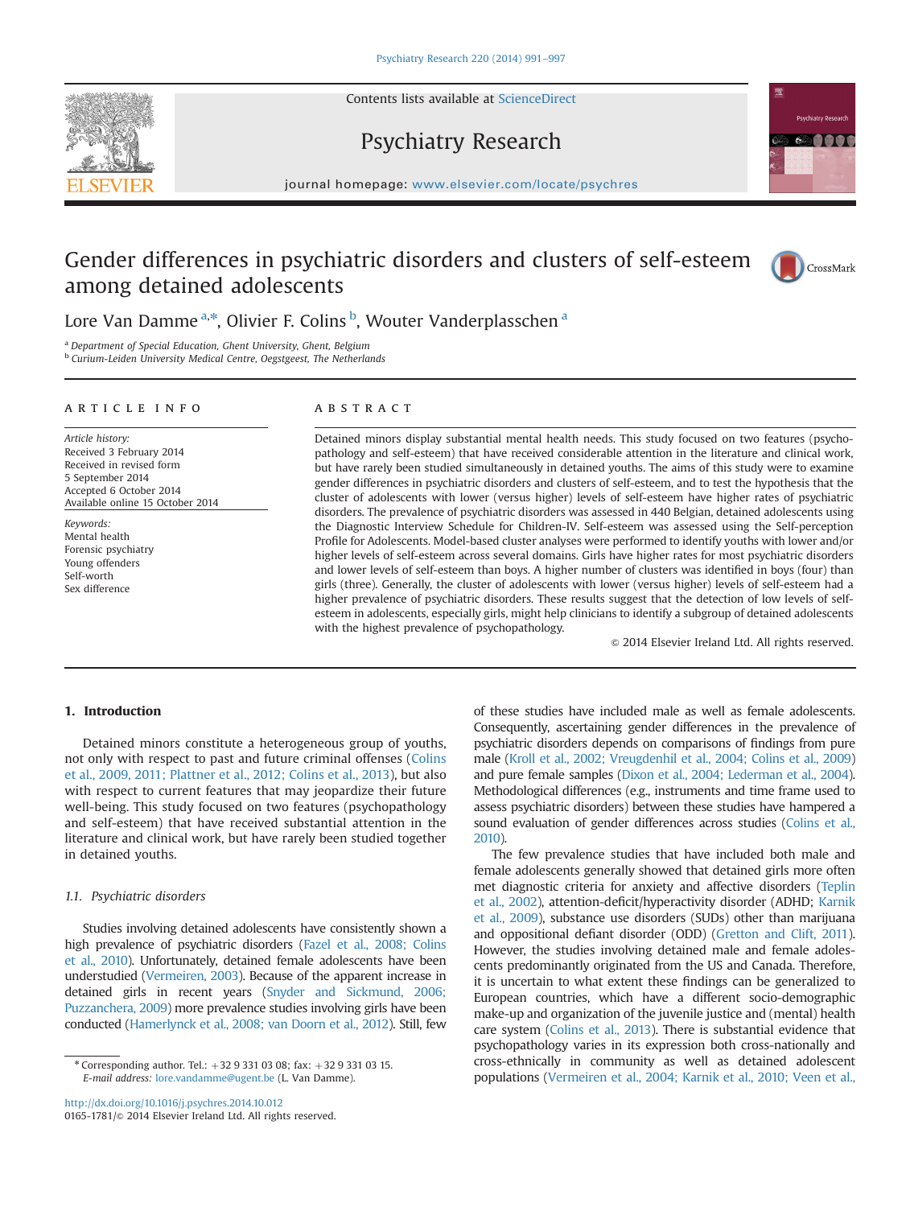# Gender differences in psychiatric disorders and clusters of self-esteem among detained adolescents

Lore Van Damme [a,*], Olivier F. Colins [b], Wouter Vanderplasschen [a]

[a] Department of Special Education, Ghent University, Ghent, Belgium
[b] Curium-Leiden University Medical Centre, Oegstgeest, The Netherlands

## ARTICLE INFO

*Article history:*
Received 3 February 2014
Received in revised form
5 September 2014
Accepted 6 October 2014
Available online 15 October 2014

*Keywords:*
Mental health
Forensic psychiatry
Young offenders
Self-worth
Sex difference

## ABSTRACT

Detained minors display substantial mental health needs. This study focused on two features (psychopathology and self-esteem) that have received considerable attention in the literature and clinical work, but have rarely been studied simultaneously in detained youths. The aims of this study were to examine gender differences in psychiatric disorders and clusters of self-esteem, and to test the hypothesis that the cluster of adolescents with lower (versus higher) levels of self-esteem have higher rates of psychiatric disorders. The prevalence of psychiatric disorders was assessed in 440 Belgian, detained adolescents using the Diagnostic Interview Schedule for Children-IV. Self-esteem was assessed using the Self-perception Profile for Adolescents. Model-based cluster analyses were performed to identify youths with lower and/or higher levels of self-esteem across several domains. Girls have higher rates for most psychiatric disorders and lower levels of self-esteem than boys. A higher number of clusters was identified in boys (four) than girls (three). Generally, the cluster of adolescents with lower (versus higher) levels of self-esteem had a higher prevalence of psychiatric disorders. These results suggest that the detection of low levels of self-esteem in adolescents, especially girls, might help clinicians to identify a subgroup of detained adolescents with the highest prevalence of psychopathology.

© 2014 Elsevier Ireland Ltd. All rights reserved.

## 1. Introduction

Detained minors constitute a heterogeneous group of youths, not only with respect to past and future criminal offenses (Colins et al., 2009, 2011; Plattner et al., 2012; Colins et al., 2013), but also with respect to current features that may jeopardize their future well-being. This study focused on two features (psychopathology and self-esteem) that have received substantial attention in the literature and clinical work, but have rarely been studied together in detained youths.

### 1.1. Psychiatric disorders

Studies involving detained adolescents have consistently shown a high prevalence of psychiatric disorders (Fazel et al., 2008; Colins et al., 2010). Unfortunately, detained female adolescents have been understudied (Vermeiren, 2003). Because of the apparent increase in detained girls in recent years (Snyder and Sickmund, 2006; Puzzanchera, 2009) more prevalence studies involving girls have been conducted (Hamerlynck et al., 2008; van Doorn et al., 2012). Still, few of these studies have included male as well as female adolescents. Consequently, ascertaining gender differences in the prevalence of psychiatric disorders depends on comparisons of findings from pure male (Kroll et al., 2002; Vreugdenhil et al., 2004; Colins et al., 2009) and pure female samples (Dixon et al., 2004; Lederman et al., 2004). Methodological differences (e.g., instruments and time frame used to assess psychiatric disorders) between these studies have hampered a sound evaluation of gender differences across studies (Colins et al., 2010).

The few prevalence studies that have included both male and female adolescents generally showed that detained girls more often met diagnostic criteria for anxiety and affective disorders (Teplin et al., 2002), attention-deficit/hyperactivity disorder (ADHD; Karnik et al., 2009), substance use disorders (SUDs) other than marijuana and oppositional defiant disorder (ODD) (Gretton and Clift, 2011). However, the studies involving detained male and female adolescents predominantly originated from the US and Canada. Therefore, it is uncertain to what extent these findings can be generalized to European countries, which have a different socio-demographic make-up and organization of the juvenile justice and (mental) health care system (Colins et al., 2013). There is substantial evidence that psychopathology varies in its expression both cross-nationally and cross-ethnically in community as well as detained adolescent populations (Vermeiren et al., 2004; Karnik et al., 2010; Veen et al.,

* Corresponding author. Tel.: +32 9 331 03 08; fax: +32 9 331 03 15.
*E-mail address:* lore.vandamme@ugent.be (L. Van Damme).

http://dx.doi.org/10.1016/j.psychres.2014.10.012
0165-1781/© 2014 Elsevier Ireland Ltd. All rights reserved.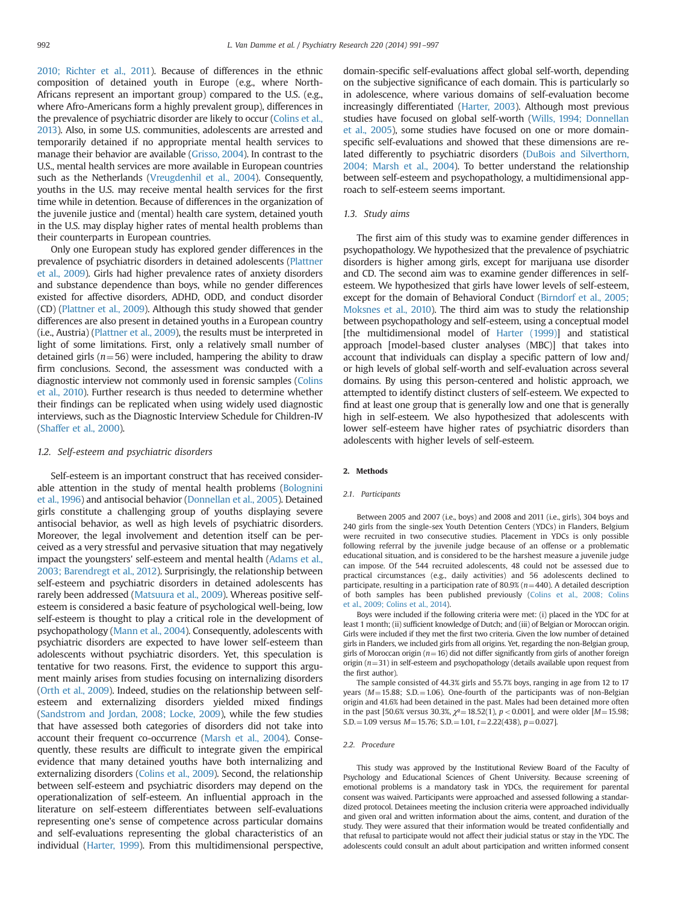2010; Richter et al., 2011). Because of differences in the ethnic composition of detained youth in Europe (e.g., where North-Africans represent an important group) compared to the U.S. (e.g., where Afro-Americans form a highly prevalent group), differences in the prevalence of psychiatric disorder are likely to occur (Colins et al., 2013). Also, in some U.S. communities, adolescents are arrested and temporarily detained if no appropriate mental health services to manage their behavior are available (Grisso, 2004). In contrast to the U.S., mental health services are more available in European countries such as the Netherlands (Vreugdenhil et al., 2004). Consequently, youths in the U.S. may receive mental health services for the first time while in detention. Because of differences in the organization of the juvenile justice and (mental) health care system, detained youth in the U.S. may display higher rates of mental health problems than their counterparts in European countries.

Only one European study has explored gender differences in the prevalence of psychiatric disorders in detained adolescents (Plattner et al., 2009). Girls had higher prevalence rates of anxiety disorders and substance dependence than boys, while no gender differences existed for affective disorders, ADHD, ODD, and conduct disorder (CD) (Plattner et al., 2009). Although this study showed that gender differences are also present in detained youths in a European country (i.e., Austria) (Plattner et al., 2009), the results must be interpreted in light of some limitations. First, only a relatively small number of detained girls ($n=56$) were included, hampering the ability to draw firm conclusions. Second, the assessment was conducted with a diagnostic interview not commonly used in forensic samples (Colins et al., 2010). Further research is thus needed to determine whether their findings can be replicated when using widely used diagnostic interviews, such as the Diagnostic Interview Schedule for Children-IV (Shaffer et al., 2000).

### 1.2. Self-esteem and psychiatric disorders

Self-esteem is an important construct that has received considerable attention in the study of mental health problems (Bolognini et al., 1996) and antisocial behavior (Donnellan et al., 2005). Detained girls constitute a challenging group of youths displaying severe antisocial behavior, as well as high levels of psychiatric disorders. Moreover, the legal involvement and detention itself can be perceived as a very stressful and pervasive situation that may negatively impact the youngsters' self-esteem and mental health (Adams et al., 2003; Barendregt et al., 2012). Surprisingly, the relationship between self-esteem and psychiatric disorders in detained adolescents has rarely been addressed (Matsuura et al., 2009). Whereas positive self-esteem is considered a basic feature of psychological well-being, low self-esteem is thought to play a critical role in the development of psychopathology (Mann et al., 2004). Consequently, adolescents with psychiatric disorders are expected to have lower self-esteem than adolescents without psychiatric disorders. Yet, this speculation is tentative for two reasons. First, the evidence to support this argument mainly arises from studies focusing on internalizing disorders (Orth et al., 2009). Indeed, studies on the relationship between self-esteem and externalizing disorders yielded mixed findings (Sandstrom and Jordan, 2008; Locke, 2009), while the few studies that have assessed both categories of disorders did not take into account their frequent co-occurrence (Marsh et al., 2004). Consequently, these results are difficult to integrate given the empirical evidence that many detained youths have both internalizing and externalizing disorders (Colins et al., 2009). Second, the relationship between self-esteem and psychiatric disorders may depend on the operationalization of self-esteem. An influential approach in the literature on self-esteem differentiates between self-evaluations representing one's sense of competence across particular domains and self-evaluations representing the global characteristics of an individual (Harter, 1999). From this multidimensional perspective, domain-specific self-evaluations affect global self-worth, depending on the subjective significance of each domain. This is particularly so in adolescence, where various domains of self-evaluation become increasingly differentiated (Harter, 2003). Although most previous studies have focused on global self-worth (Wills, 1994; Donnellan et al., 2005), some studies have focused on one or more domain-specific self-evaluations and showed that these dimensions are related differently to psychiatric disorders (DuBois and Silverthorn, 2004; Marsh et al., 2004). To better understand the relationship between self-esteem and psychopathology, a multidimensional approach to self-esteem seems important.

### 1.3. Study aims

The first aim of this study was to examine gender differences in psychopathology. We hypothesized that the prevalence of psychiatric disorders is higher among girls, except for marijuana use disorder and CD. The second aim was to examine gender differences in self-esteem. We hypothesized that girls have lower levels of self-esteem, except for the domain of Behavioral Conduct (Birndorf et al., 2005; Moksnes et al., 2010). The third aim was to study the relationship between psychopathology and self-esteem, using a conceptual model [the multidimensional model of Harter (1999)] and statistical approach [model-based cluster analyses (MBC)] that takes into account that individuals can display a specific pattern of low and/or high levels of global self-worth and self-evaluation across several domains. By using this person-centered and holistic approach, we attempted to identify distinct clusters of self-esteem. We expected to find at least one group that is generally low and one that is generally high in self-esteem. We also hypothesized that adolescents with lower self-esteem have higher rates of psychiatric disorders than adolescents with higher levels of self-esteem.

## 2. Methods

### 2.1. Participants

Between 2005 and 2007 (i.e., boys) and 2008 and 2011 (i.e., girls), 304 boys and 240 girls from the single-sex Youth Detention Centers (YDCs) in Flanders, Belgium were recruited in two consecutive studies. Placement in YDCs is only possible following referral by the juvenile judge because of an offense or a problematic educational situation, and is considered to be the harshest measure a juvenile judge can impose. Of the 544 recruited adolescents, 48 could not be assessed due to practical circumstances (e.g., daily activities) and 56 adolescents declined to participate, resulting in a participation rate of 80.9% ($n=440$). A detailed description of both samples has been published previously (Colins et al., 2008; Colins et al., 2009; Colins et al., 2014).

Boys were included if the following criteria were met: (i) placed in the YDC for at least 1 month; (ii) sufficient knowledge of Dutch; and (iii) of Belgian or Moroccan origin. Girls were included if they met the first two criteria. Given the low number of detained girls in Flanders, we included girls from all origins. Yet, regarding the non-Belgian group, girls of Moroccan origin ($n=16$) did not differ significantly from girls of another foreign origin ($n=31$) in self-esteem and psychopathology (details available upon request from the first author).

The sample consisted of 44.3% girls and 55.7% boys, ranging in age from 12 to 17 years ($M=15.88$; S.D.$=1.06$). One-fourth of the participants was of non-Belgian origin and 41.6% had been detained in the past. Males had been detained more often in the past [50.6% versus 30.3%, $\chi^2=18.52(1)$, $p<0.001$], and were older [$M=15.98$; S.D.$=1.09$ versus $M=15.76$; S.D.$=1.01$, $t=2.22(438)$, $p=0.027$].

### 2.2. Procedure

This study was approved by the Institutional Review Board of the Faculty of Psychology and Educational Sciences of Ghent University. Because screening of emotional problems is a mandatory task in YDCs, the requirement for parental consent was waived. Participants were approached and assessed following a standardized protocol. Detainees meeting the inclusion criteria were approached individually and given oral and written information about the aims, content, and duration of the study. They were assured that their information would be treated confidentially and that refusal to participate would not affect their judicial status or stay in the YDC. The adolescents could consult an adult about participation and written informed consent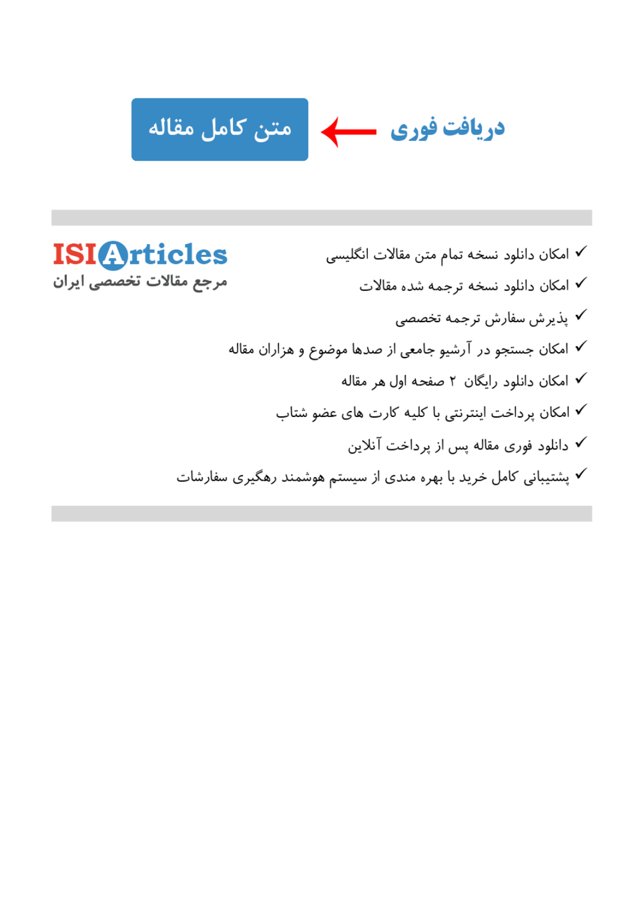دریافت فوری ← **متن کامل مقاله**

**ISIArticles**
مرجع مقالات تخصصی ایران

- ✓ امکان دانلود نسخه تمام متن مقالات انگلیسی
- ✓ امکان دانلود نسخه ترجمه شده مقالات
- ✓ پذیرش سفارش ترجمه تخصصی
- ✓ امکان جستجو در آرشیو جامعی از صدها موضوع و هزاران مقاله
- ✓ امکان دانلود رایگان ۲ صفحه اول هر مقاله
- ✓ امکان پرداخت اینترنتی با کلیه کارت های عضو شتاب
- ✓ دانلود فوری مقاله پس از پرداخت آنلاین
- ✓ پشتیبانی کامل خرید با بهره مندی از سیستم هوشمند رهگیری سفارشات